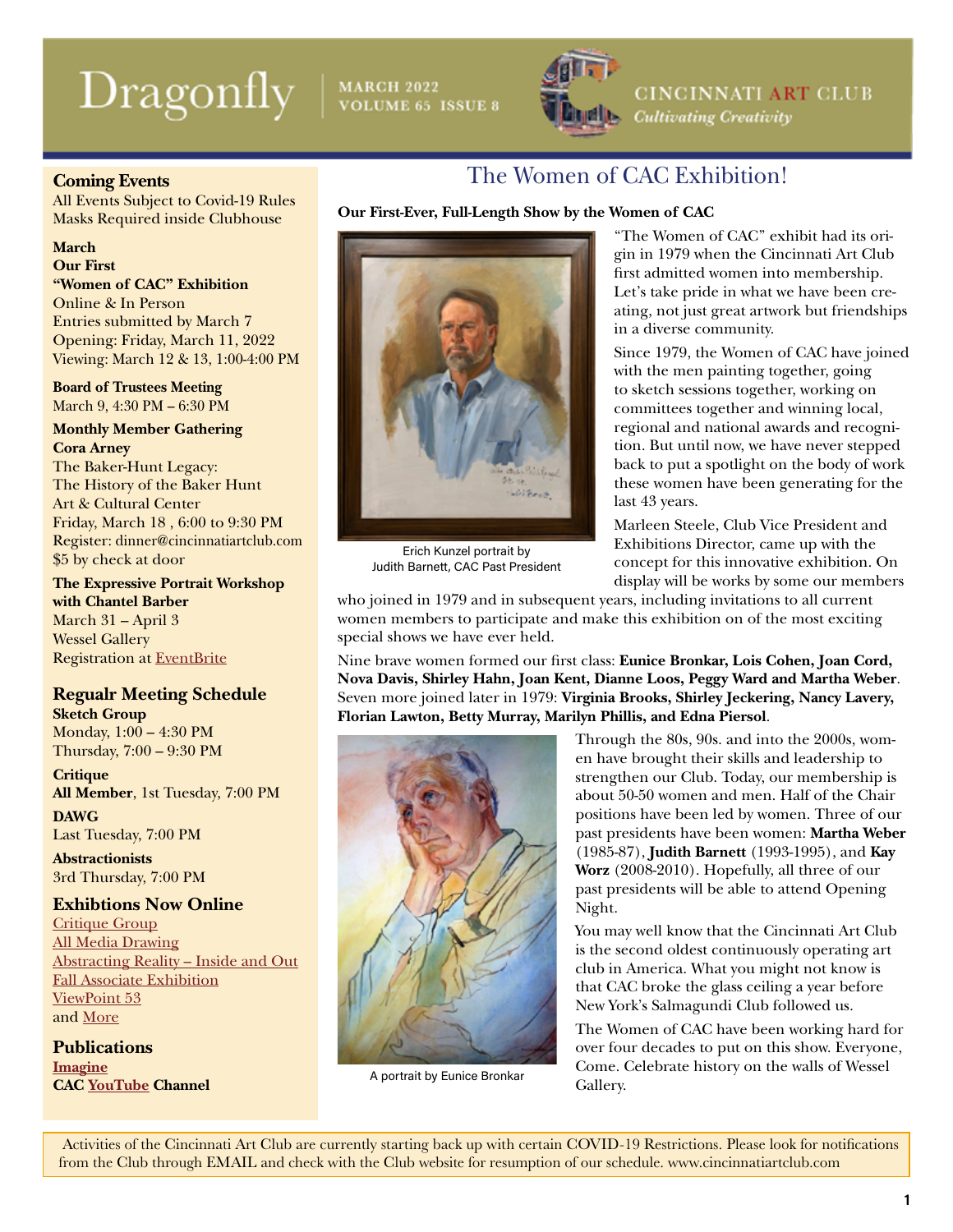# Dragonfly

**MARCH 2022**
**VOLUME 65 ISSUE 8**

**CINCINNATI ART CLUB**
*Cultivating Creativity*

## Coming Events

All Events Subject to Covid-19 Rules
Masks Required inside Clubhouse

**March**
**Our First**
**"Women of CAC" Exhibition**
Online & In Person
Entries submitted by March 7
Opening: Friday, March 11, 2022
Viewing: March 12 & 13, 1:00-4:00 PM

**Board of Trustees Meeting**
March 9, 4:30 PM – 6:30 PM

**Monthly Member Gathering**
**Cora Arney**
The Baker-Hunt Legacy:
The History of the Baker Hunt Art & Cultural Center
Friday, March 18 , 6:00 to 9:30 PM
Register: dinner@cincinnatiartclub.com
$5 by check at door

**The Expressive Portrait Workshop with Chantel Barber**
March 31 – April 3
Wessel Gallery
Registration at EventBrite

## Regualr Meeting Schedule

**Sketch Group**
Monday, 1:00 – 4:30 PM
Thursday, 7:00 – 9:30 PM

**Critique**
**All Member**, 1st Tuesday, 7:00 PM

**DAWG**
Last Tuesday, 7:00 PM

**Abstractionists**
3rd Thursday, 7:00 PM

## Exhibtions Now Online

Critique Group
All Media Drawing
Abstracting Reality – Inside and Out
Fall Associate Exhibition
ViewPoint 53
and More

## Publications

**Imagine**
**CAC YouTube Channel**

# The Women of CAC Exhibition!

**Our First-Ever, Full-Length Show by the Women of CAC**

Erich Kunzel portrait by Judith Barnett, CAC Past President

"The Women of CAC" exhibit had its origin in 1979 when the Cincinnati Art Club first admitted women into membership. Let's take pride in what we have been creating, not just great artwork but friendships in a diverse community.

Since 1979, the Women of CAC have joined with the men painting together, going to sketch sessions together, working on committees together and winning local, regional and national awards and recognition. But until now, we have never stepped back to put a spotlight on the body of work these women have been generating for the last 43 years.

Marleen Steele, Club Vice President and Exhibitions Director, came up with the concept for this innovative exhibition. On display will be works by some our members who joined in 1979 and in subsequent years, including invitations to all current women members to participate and make this exhibition on of the most exciting special shows we have ever held.

Nine brave women formed our first class: **Eunice Bronkar, Lois Cohen, Joan Cord, Nova Davis, Shirley Hahn, Joan Kent, Dianne Loos, Peggy Ward and Martha Weber**. Seven more joined later in 1979: **Virginia Brooks, Shirley Jeckering, Nancy Lavery, Florian Lawton, Betty Murray, Marilyn Phillis, and Edna Piersol**.

A portrait by Eunice Bronkar

Through the 80s, 90s. and into the 2000s, women have brought their skills and leadership to strengthen our Club. Today, our membership is about 50-50 women and men. Half of the Chair positions have been led by women. Three of our past presidents have been women: **Martha Weber** (1985-87), **Judith Barnett** (1993-1995), and **Kay Worz** (2008-2010). Hopefully, all three of our past presidents will be able to attend Opening Night.

You may well know that the Cincinnati Art Club is the second oldest continuously operating art club in America. What you might not know is that CAC broke the glass ceiling a year before New York's Salmagundi Club followed us.

The Women of CAC have been working hard for over four decades to put on this show. Everyone, Come. Celebrate history on the walls of Wessel Gallery.

Activities of the Cincinnati Art Club are currently starting back up with certain COVID-19 Restrictions. Please look for notifications from the Club through EMAIL and check with the Club website for resumption of our schedule. www.cincinnatiartclub.com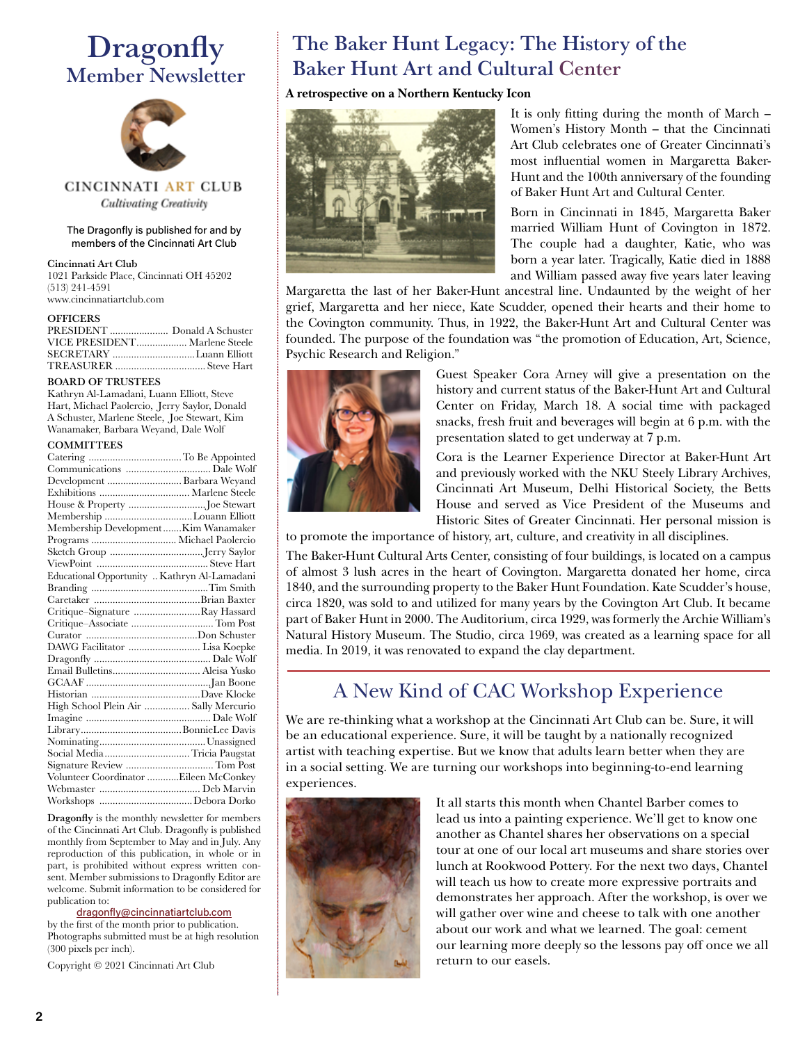# Dragonfly
## Member Newsletter

CINCINNATI ART CLUB
*Cultivating Creativity*

The Dragonfly is published for and by members of the Cincinnati Art Club

**Cincinnati Art Club**
1021 Parkside Place, Cincinnati OH 45202
(513) 241-4591
www.cincinnatiartclub.com

**OFFICERS**

| | |
|---|---|
| PRESIDENT | Donald A Schuster |
| VICE PRESIDENT | Marlene Steele |
| SECRETARY | Luann Elliott |
| TREASURER | Steve Hart |

**BOARD OF TRUSTEES**
Kathryn Al-Lamadani, Luann Elliott, Steve Hart, Michael Paolercio, Jerry Saylor, Donald A Schuster, Marlene Steele, Joe Stewart, Kim Wanamaker, Barbara Weyand, Dale Wolf

**COMMITTEES**

| | |
|---|---|
| Catering | To Be Appointed |
| Communications | Dale Wolf |
| Development | Barbara Weyand |
| Exhibitions | Marlene Steele |
| House & Property | Joe Stewart |
| Membership | Louann Elliott |
| Membership Development | Kim Wanamaker |
| Programs | Michael Paolercio |
| Sketch Group | Jerry Saylor |
| ViewPoint | Steve Hart |
| Educational Opportunity | Kathryn Al-Lamadani |
| Branding | Tim Smith |
| Caretaker | Brian Baxter |
| Critique–Signature | Ray Hassard |
| Critique–Associate | Tom Post |
| Curator | Don Schuster |
| DAWG Facilitator | Lisa Koepke |
| Dragonfly | Dale Wolf |
| Email Bulletins | Aleisa Yusko |
| GCAAF | Jan Boone |
| Historian | Dave Klocke |
| High School Plein Air | Sally Mercurio |
| Imagine | Dale Wolf |
| Library | BonnieLee Davis |
| Nominating | Unassigned |
| Social Media | Tricia Paugstat |
| Signature Review | Tom Post |
| Volunteer Coordinator | Eileen McConkey |
| Webmaster | Deb Marvin |
| Workshops | Debora Dorko |

**Dragonfly** is the monthly newsletter for members of the Cincinnati Art Club. Dragonfly is published monthly from September to May and in July. Any reproduction of this publication, in whole or in part, is prohibited without express written consent. Member submissions to Dragonfly Editor are welcome. Submit information to be considered for publication to:
dragonfly@cincinnatiartclub.com
by the first of the month prior to publication. Photographs submitted must be at high resolution (300 pixels per inch).

Copyright © 2021 Cincinnati Art Club

# The Baker Hunt Legacy: The History of the Baker Hunt Art and Cultural Center

**A retrospective on a Northern Kentucky Icon**

It is only fitting during the month of March – Women's History Month – that the Cincinnati Art Club celebrates one of Greater Cincinnati's most influential women in Margaretta Baker-Hunt and the 100th anniversary of the founding of Baker Hunt Art and Cultural Center.

Born in Cincinnati in 1845, Margaretta Baker married William Hunt of Covington in 1872. The couple had a daughter, Katie, who was born a year later. Tragically, Katie died in 1888 and William passed away five years later leaving Margaretta the last of her Baker-Hunt ancestral line. Undaunted by the weight of her grief, Margaretta and her niece, Kate Scudder, opened their hearts and their home to the Covington community. Thus, in 1922, the Baker-Hunt Art and Cultural Center was founded. The purpose of the foundation was "the promotion of Education, Art, Science, Psychic Research and Religion."

Guest Speaker Cora Arney will give a presentation on the history and current status of the Baker-Hunt Art and Cultural Center on Friday, March 18. A social time with packaged snacks, fresh fruit and beverages will begin at 6 p.m. with the presentation slated to get underway at 7 p.m.

Cora is the Learner Experience Director at Baker-Hunt Art and previously worked with the NKU Steely Library Archives, Cincinnati Art Museum, Delhi Historical Society, the Betts House and served as Vice President of the Museums and Historic Sites of Greater Cincinnati. Her personal mission is to promote the importance of history, art, culture, and creativity in all disciplines.

The Baker-Hunt Cultural Arts Center, consisting of four buildings, is located on a campus of almost 3 lush acres in the heart of Covington. Margaretta donated her home, circa 1840, and the surrounding property to the Baker Hunt Foundation. Kate Scudder's house, circa 1820, was sold to and utilized for many years by the Covington Art Club. It became part of Baker Hunt in 2000. The Auditorium, circa 1929, was formerly the Archie William's Natural History Museum. The Studio, circa 1969, was created as a learning space for all media. In 2019, it was renovated to expand the clay department.

# A New Kind of CAC Workshop Experience

We are re-thinking what a workshop at the Cincinnati Art Club can be. Sure, it will be an educational experience. Sure, it will be taught by a nationally recognized artist with teaching expertise. But we know that adults learn better when they are in a social setting. We are turning our workshops into beginning-to-end learning experiences.

It all starts this month when Chantel Barber comes to lead us into a painting experience. We'll get to know one another as Chantel shares her observations on a special tour at one of our local art museums and share stories over lunch at Rookwood Pottery. For the next two days, Chantel will teach us how to create more expressive portraits and demonstrates her approach. After the workshop, is over we will gather over wine and cheese to talk with one another about our work and what we learned. The goal: cement our learning more deeply so the lessons pay off once we all return to our easels.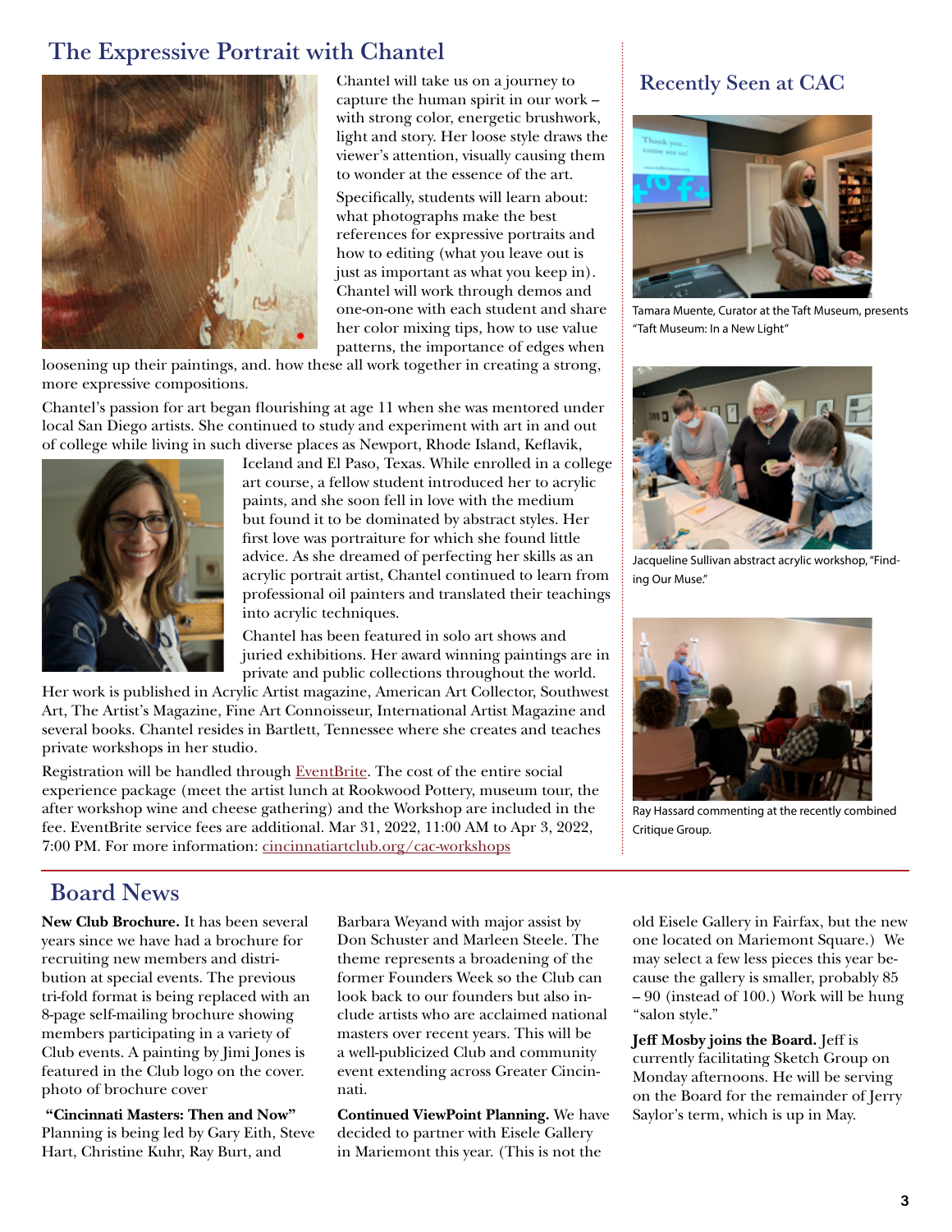## The Expressive Portrait with Chantel

Chantel will take us on a journey to capture the human spirit in our work – with strong color, energetic brushwork, light and story. Her loose style draws the viewer's attention, visually causing them to wonder at the essence of the art.

Specifically, students will learn about: what photographs make the best references for expressive portraits and how to editing (what you leave out is just as important as what you keep in). Chantel will work through demos and one-on-one with each student and share her color mixing tips, how to use value patterns, the importance of edges when loosening up their paintings, and. how these all work together in creating a strong, more expressive compositions.

Chantel's passion for art began flourishing at age 11 when she was mentored under local San Diego artists. She continued to study and experiment with art in and out of college while living in such diverse places as Newport, Rhode Island, Keflavik, Iceland and El Paso, Texas. While enrolled in a college art course, a fellow student introduced her to acrylic paints, and she soon fell in love with the medium but found it to be dominated by abstract styles. Her first love was portraiture for which she found little advice. As she dreamed of perfecting her skills as an acrylic portrait artist, Chantel continued to learn from professional oil painters and translated their teachings into acrylic techniques.

Chantel has been featured in solo art shows and juried exhibitions. Her award winning paintings are in private and public collections throughout the world. Her work is published in Acrylic Artist magazine, American Art Collector, Southwest Art, The Artist's Magazine, Fine Art Connoisseur, International Artist Magazine and several books. Chantel resides in Bartlett, Tennessee where she creates and teaches private workshops in her studio.

Registration will be handled through EventBrite. The cost of the entire social experience package (meet the artist lunch at Rookwood Pottery, museum tour, the after workshop wine and cheese gathering) and the Workshop are included in the fee. EventBrite service fees are additional. Mar 31, 2022, 11:00 AM to Apr 3, 2022, 7:00 PM. For more information: cincinnatiartclub.org/cac-workshops

## Recently Seen at CAC

Tamara Muente, Curator at the Taft Museum, presents "Taft Museum: In a New Light"

Jacqueline Sullivan abstract acrylic workshop, "Finding Our Muse."

Ray Hassard commenting at the recently combined Critique Group.

## Board News

**New Club Brochure.** It has been several years since we have had a brochure for recruiting new members and distribution at special events. The previous tri-fold format is being replaced with an 8-page self-mailing brochure showing members participating in a variety of Club events. A painting by Jimi Jones is featured in the Club logo on the cover. photo of brochure cover

**"Cincinnati Masters: Then and Now"** Planning is being led by Gary Eith, Steve Hart, Christine Kuhr, Ray Burt, and Barbara Weyand with major assist by Don Schuster and Marleen Steele. The theme represents a broadening of the former Founders Week so the Club can look back to our founders but also include artists who are acclaimed national masters over recent years. This will be a well-publicized Club and community event extending across Greater Cincinnati.

**Continued ViewPoint Planning.** We have decided to partner with Eisele Gallery in Mariemont this year. (This is not the old Eisele Gallery in Fairfax, but the new one located on Mariemont Square.) We may select a few less pieces this year because the gallery is smaller, probably 85 – 90 (instead of 100.) Work will be hung "salon style."

**Jeff Mosby joins the Board.** Jeff is currently facilitating Sketch Group on Monday afternoons. He will be serving on the Board for the remainder of Jerry Saylor's term, which is up in May.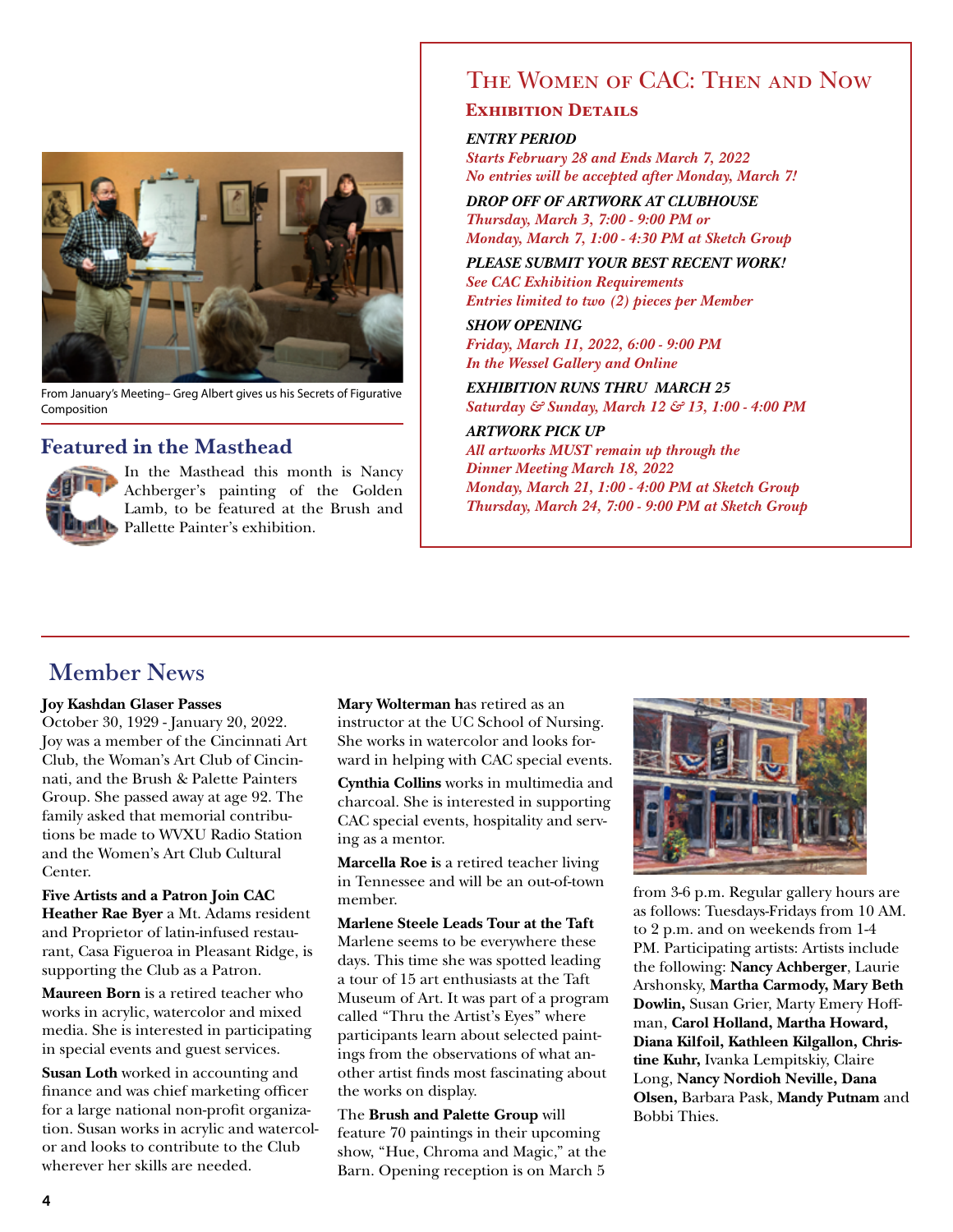From January's Meeting– Greg Albert gives us his Secrets of Figurative Composition

## Featured in the Masthead

In the Masthead this month is Nancy Achberger's painting of the Golden Lamb, to be featured at the Brush and Pallette Painter's exhibition.

## The Women of CAC: Then and Now

### Exhibition Details

***ENTRY PERIOD***
*Starts February 28 and Ends March 7, 2022*
*No entries will be accepted after Monday, March 7!*

***DROP OFF OF ARTWORK AT CLUBHOUSE***
*Thursday, March 3, 7:00 - 9:00 PM or*
*Monday, March 7, 1:00 - 4:30 PM at Sketch Group*

***PLEASE SUBMIT YOUR BEST RECENT WORK!***
*See CAC Exhibition Requirements*
*Entries limited to two (2) pieces per Member*

***SHOW OPENING***
*Friday, March 11, 2022, 6:00 - 9:00 PM*
*In the Wessel Gallery and Online*

***EXHIBITION RUNS THRU MARCH 25***
*Saturday & Sunday, March 12 & 13, 1:00 - 4:00 PM*

***ARTWORK PICK UP***
*All artworks MUST remain up through the Dinner Meeting March 18, 2022*
*Monday, March 21, 1:00 - 4:00 PM at Sketch Group*
*Thursday, March 24, 7:00 - 9:00 PM at Sketch Group*

## Member News

**Joy Kashdan Glaser Passes**
October 30, 1929 - January 20, 2022. Joy was a member of the Cincinnati Art Club, the Woman's Art Club of Cincinnati, and the Brush & Palette Painters Group. She passed away at age 92. The family asked that memorial contributions be made to WVXU Radio Station and the Women's Art Club Cultural Center.

**Five Artists and a Patron Join CAC**
**Heather Rae Byer** a Mt. Adams resident and Proprietor of latin-infused restaurant, Casa Figueroa in Pleasant Ridge, is supporting the Club as a Patron.

**Maureen Born** is a retired teacher who works in acrylic, watercolor and mixed media. She is interested in participating in special events and guest services.

**Susan Loth** worked in accounting and finance and was chief marketing officer for a large national non-profit organization. Susan works in acrylic and watercolor and looks to contribute to the Club wherever her skills are needed.

**Mary Wolterman h**as retired as an instructor at the UC School of Nursing. She works in watercolor and looks forward in helping with CAC special events.

**Cynthia Collins** works in multimedia and charcoal. She is interested in supporting CAC special events, hospitality and serving as a mentor.

**Marcella Roe i**s a retired teacher living in Tennessee and will be an out-of-town member.

**Marlene Steele Leads Tour at the Taft**
Marlene seems to be everywhere these days. This time she was spotted leading a tour of 15 art enthusiasts at the Taft Museum of Art. It was part of a program called "Thru the Artist's Eyes" where participants learn about selected paintings from the observations of what another artist finds most fascinating about the works on display.

The **Brush and Palette Group** will feature 70 paintings in their upcoming show, "Hue, Chroma and Magic," at the Barn. Opening reception is on March 5 from 3-6 p.m. Regular gallery hours are as follows: Tuesdays-Fridays from 10 AM. to 2 p.m. and on weekends from 1-4 PM. Participating artists: Artists include the following: **Nancy Achberger**, Laurie Arshonsky, **Martha Carmody, Mary Beth Dowlin,** Susan Grier, Marty Emery Hoffman, **Carol Holland, Martha Howard, Diana Kilfoil, Kathleen Kilgallon, Christine Kuhr,** Ivanka Lempitskiy, Claire Long, **Nancy Nordioh Neville, Dana Olsen,** Barbara Pask, **Mandy Putnam** and Bobbi Thies.